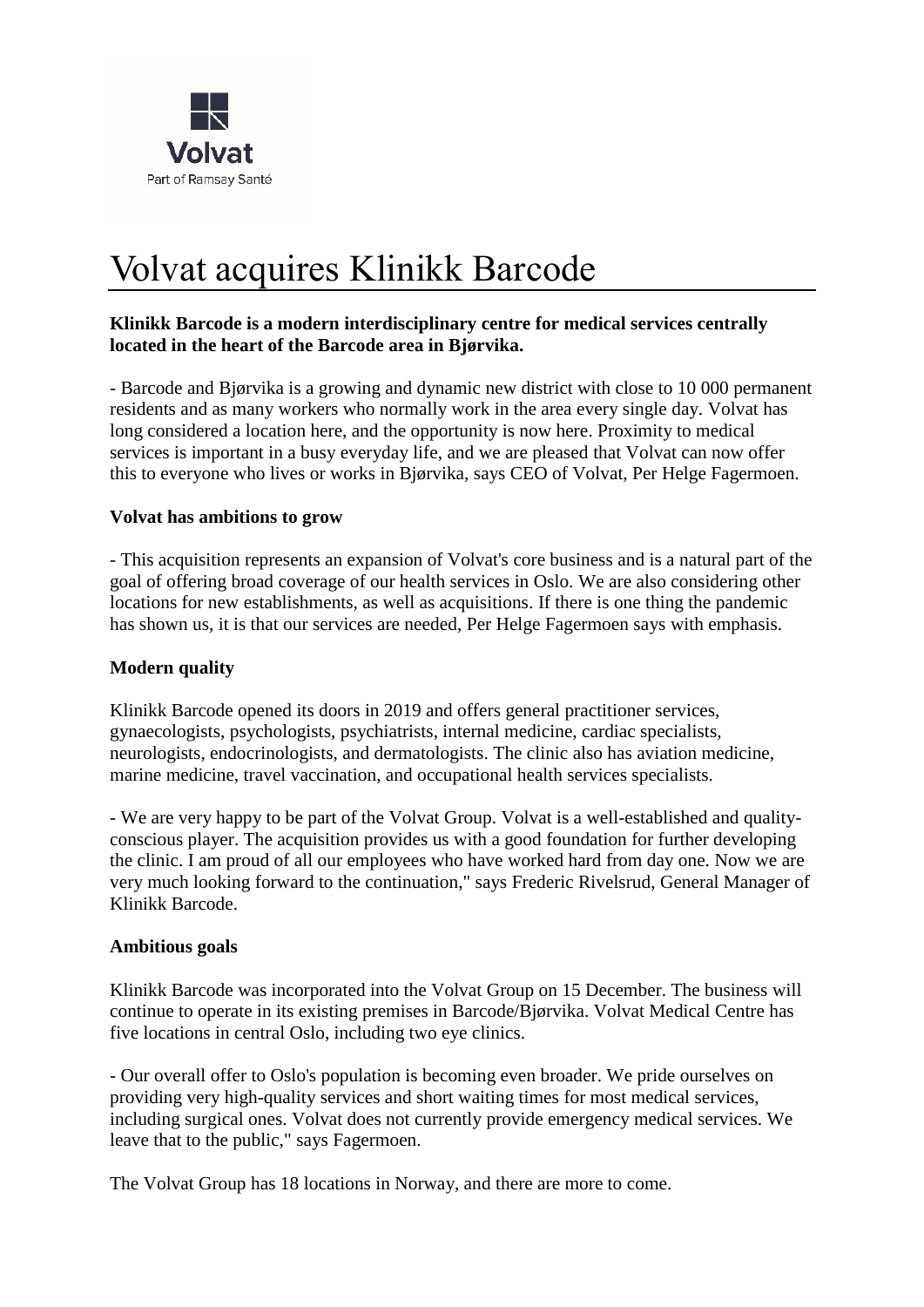Volvat
Part of Ramsay Santé

# Volvat acquires Klinikk Barcode

**Klinikk Barcode is a modern interdisciplinary centre for medical services centrally located in the heart of the Barcode area in Bjørvika.**

- Barcode and Bjørvika is a growing and dynamic new district with close to 10 000 permanent residents and as many workers who normally work in the area every single day. Volvat has long considered a location here, and the opportunity is now here. Proximity to medical services is important in a busy everyday life, and we are pleased that Volvat can now offer this to everyone who lives or works in Bjørvika, says CEO of Volvat, Per Helge Fagermoen.

**Volvat has ambitions to grow**

- This acquisition represents an expansion of Volvat's core business and is a natural part of the goal of offering broad coverage of our health services in Oslo. We are also considering other locations for new establishments, as well as acquisitions. If there is one thing the pandemic has shown us, it is that our services are needed, Per Helge Fagermoen says with emphasis.

**Modern quality**

Klinikk Barcode opened its doors in 2019 and offers general practitioner services, gynaecologists, psychologists, psychiatrists, internal medicine, cardiac specialists, neurologists, endocrinologists, and dermatologists. The clinic also has aviation medicine, marine medicine, travel vaccination, and occupational health services specialists.

- We are very happy to be part of the Volvat Group. Volvat is a well-established and quality-conscious player. The acquisition provides us with a good foundation for further developing the clinic. I am proud of all our employees who have worked hard from day one. Now we are very much looking forward to the continuation," says Frederic Rivelsrud, General Manager of Klinikk Barcode.

**Ambitious goals**

Klinikk Barcode was incorporated into the Volvat Group on 15 December. The business will continue to operate in its existing premises in Barcode/Bjørvika. Volvat Medical Centre has five locations in central Oslo, including two eye clinics.

- Our overall offer to Oslo's population is becoming even broader. We pride ourselves on providing very high-quality services and short waiting times for most medical services, including surgical ones. Volvat does not currently provide emergency medical services. We leave that to the public," says Fagermoen.

The Volvat Group has 18 locations in Norway, and there are more to come.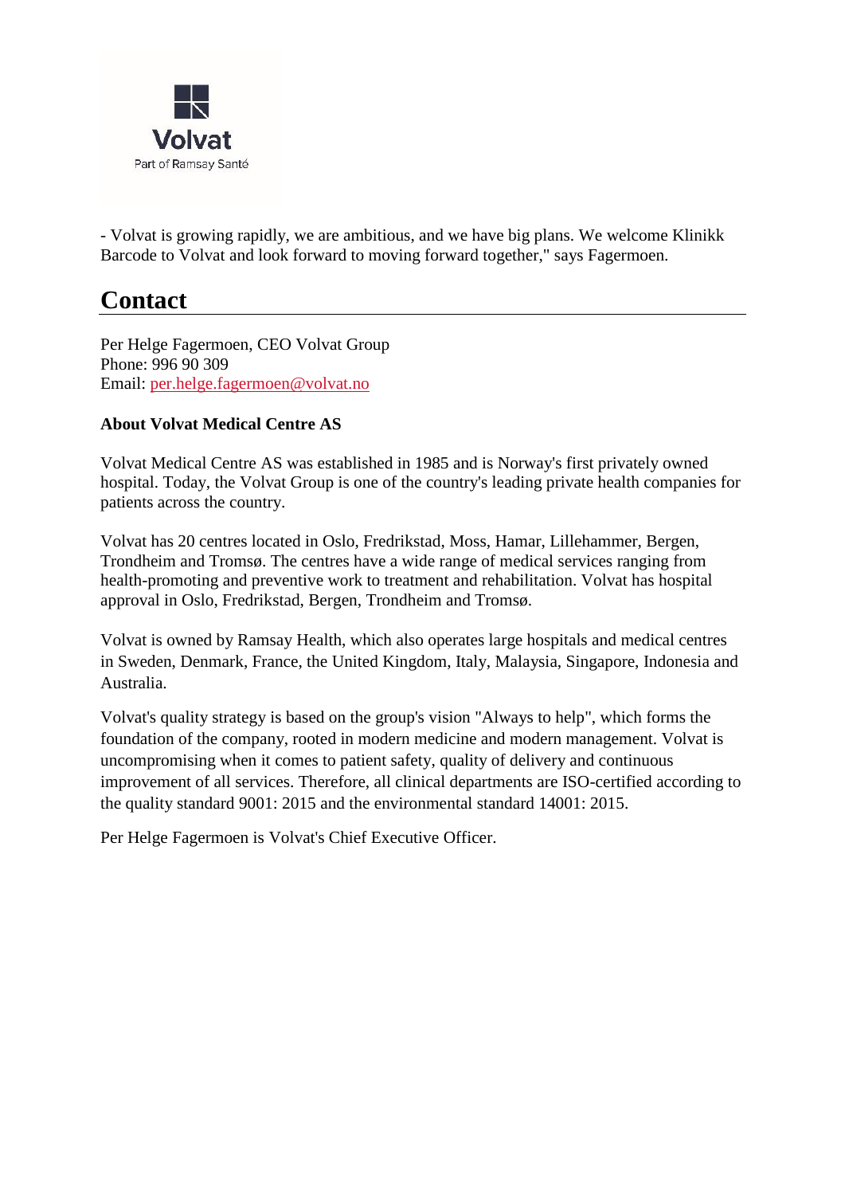- Volvat is growing rapidly, we are ambitious, and we have big plans. We welcome Klinikk Barcode to Volvat and look forward to moving forward together," says Fagermoen.

## Contact

Per Helge Fagermoen, CEO Volvat Group
Phone: 996 90 309
Email: per.helge.fagermoen@volvat.no

**About Volvat Medical Centre AS**

Volvat Medical Centre AS was established in 1985 and is Norway's first privately owned hospital. Today, the Volvat Group is one of the country's leading private health companies for patients across the country.

Volvat has 20 centres located in Oslo, Fredrikstad, Moss, Hamar, Lillehammer, Bergen, Trondheim and Tromsø. The centres have a wide range of medical services ranging from health-promoting and preventive work to treatment and rehabilitation. Volvat has hospital approval in Oslo, Fredrikstad, Bergen, Trondheim and Tromsø.

Volvat is owned by Ramsay Health, which also operates large hospitals and medical centres in Sweden, Denmark, France, the United Kingdom, Italy, Malaysia, Singapore, Indonesia and Australia.

Volvat's quality strategy is based on the group's vision "Always to help", which forms the foundation of the company, rooted in modern medicine and modern management. Volvat is uncompromising when it comes to patient safety, quality of delivery and continuous improvement of all services. Therefore, all clinical departments are ISO-certified according to the quality standard 9001: 2015 and the environmental standard 14001: 2015.

Per Helge Fagermoen is Volvat's Chief Executive Officer.